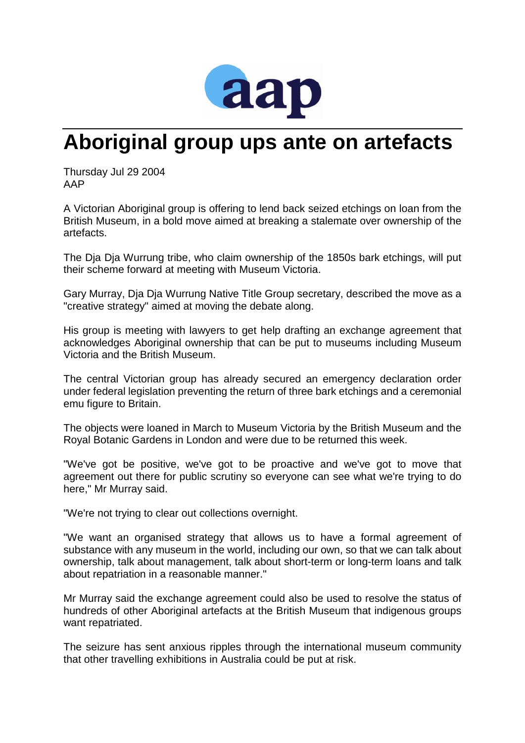# Aboriginal group ups ante on artefacts

Thursday Jul 29 2004
AAP

A Victorian Aboriginal group is offering to lend back seized etchings on loan from the British Museum, in a bold move aimed at breaking a stalemate over ownership of the artefacts.

The Dja Dja Wurrung tribe, who claim ownership of the 1850s bark etchings, will put their scheme forward at meeting with Museum Victoria.

Gary Murray, Dja Dja Wurrung Native Title Group secretary, described the move as a "creative strategy" aimed at moving the debate along.

His group is meeting with lawyers to get help drafting an exchange agreement that acknowledges Aboriginal ownership that can be put to museums including Museum Victoria and the British Museum.

The central Victorian group has already secured an emergency declaration order under federal legislation preventing the return of three bark etchings and a ceremonial emu figure to Britain.

The objects were loaned in March to Museum Victoria by the British Museum and the Royal Botanic Gardens in London and were due to be returned this week.

"We've got be positive, we've got to be proactive and we've got to move that agreement out there for public scrutiny so everyone can see what we're trying to do here," Mr Murray said.

"We're not trying to clear out collections overnight.

"We want an organised strategy that allows us to have a formal agreement of substance with any museum in the world, including our own, so that we can talk about ownership, talk about management, talk about short-term or long-term loans and talk about repatriation in a reasonable manner."

Mr Murray said the exchange agreement could also be used to resolve the status of hundreds of other Aboriginal artefacts at the British Museum that indigenous groups want repatriated.

The seizure has sent anxious ripples through the international museum community that other travelling exhibitions in Australia could be put at risk.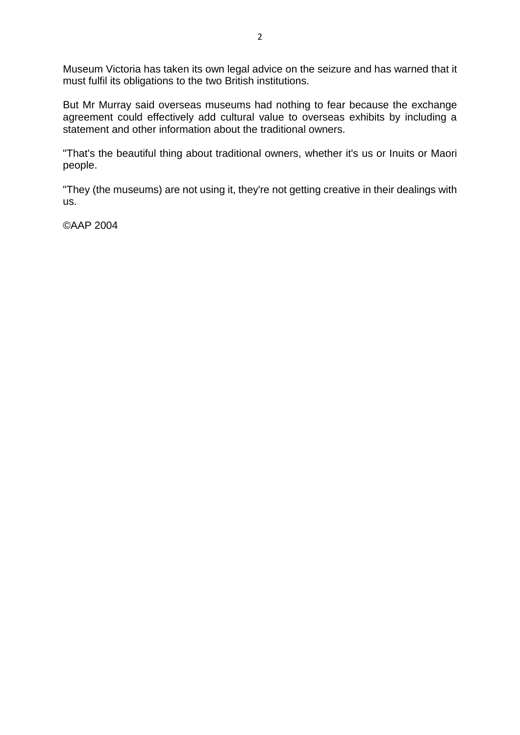Museum Victoria has taken its own legal advice on the seizure and has warned that it must fulfil its obligations to the two British institutions.

But Mr Murray said overseas museums had nothing to fear because the exchange agreement could effectively add cultural value to overseas exhibits by including a statement and other information about the traditional owners.

"That's the beautiful thing about traditional owners, whether it's us or Inuits or Maori people.

"They (the museums) are not using it, they're not getting creative in their dealings with us.

©AAP 2004